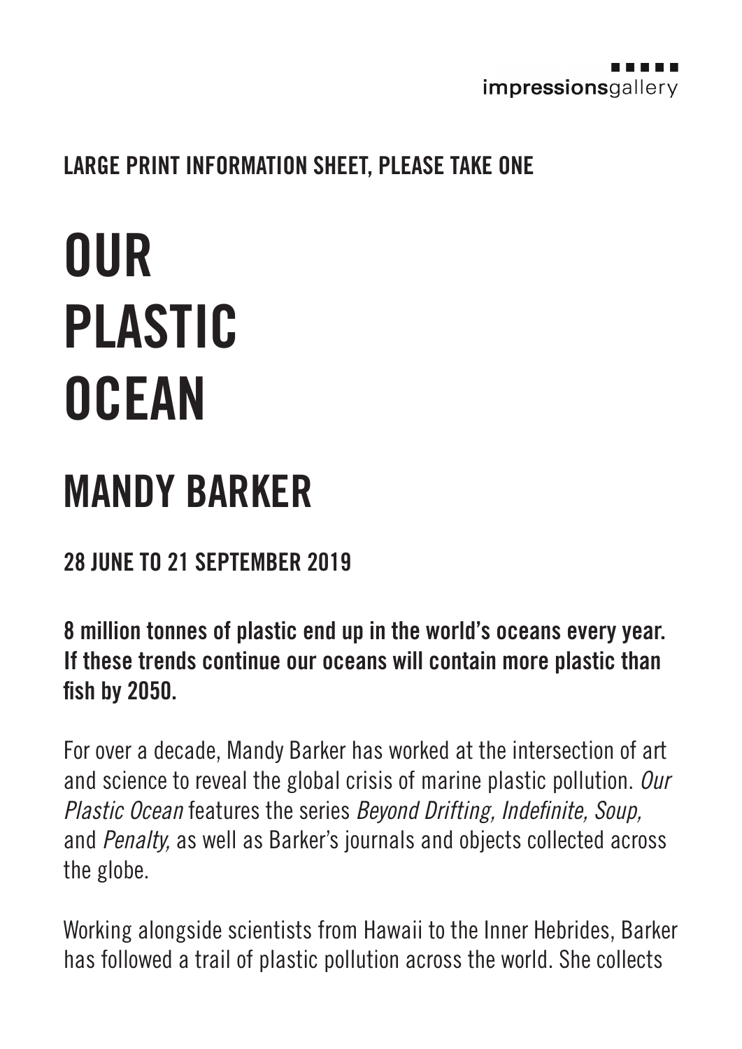impressionsgallery

**LARGE PRINT INFORMATION SHEET, PLEASE TAKE ONE**

# OUR PLASTIC OCEAN

## MANDY BARKER

**28 JUNE TO 21 SEPTEMBER 2019**

**8 million tonnes of plastic end up in the world's oceans every year. If these trends continue our oceans will contain more plastic than fish by 2050.**

For over a decade, Mandy Barker has worked at the intersection of art and science to reveal the global crisis of marine plastic pollution. *Our Plastic Ocean* features the series *Beyond Drifting, Indefinite, Soup,* and *Penalty,* as well as Barker's journals and objects collected across the globe.

Working alongside scientists from Hawaii to the Inner Hebrides, Barker has followed a trail of plastic pollution across the world. She collects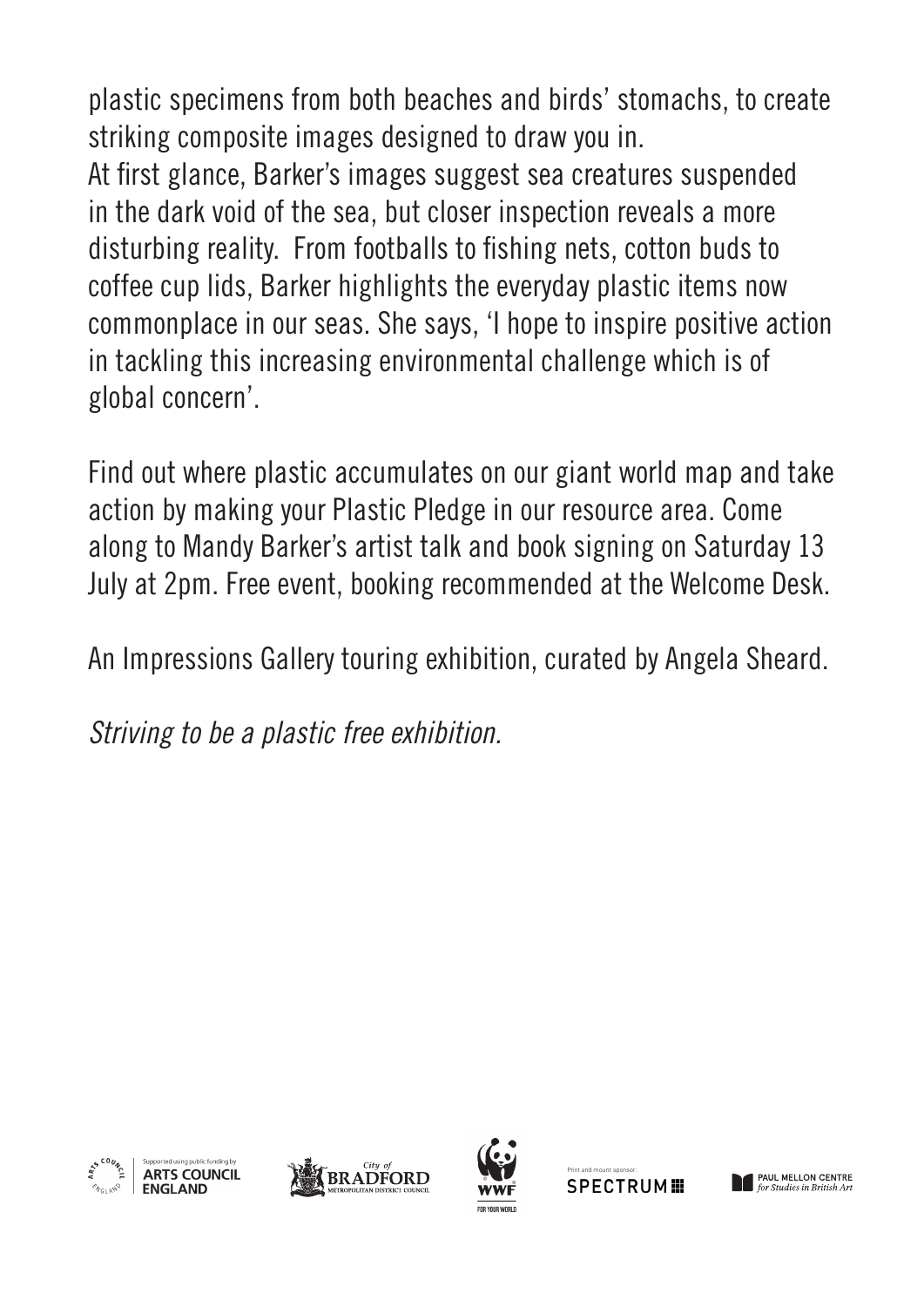plastic specimens from both beaches and birds' stomachs, to create striking composite images designed to draw you in.
At first glance, Barker's images suggest sea creatures suspended in the dark void of the sea, but closer inspection reveals a more disturbing reality. From footballs to fishing nets, cotton buds to coffee cup lids, Barker highlights the everyday plastic items now commonplace in our seas. She says, 'I hope to inspire positive action in tackling this increasing environmental challenge which is of global concern'.

Find out where plastic accumulates on our giant world map and take action by making your Plastic Pledge in our resource area. Come along to Mandy Barker's artist talk and book signing on Saturday 13 July at 2pm. Free event, booking recommended at the Welcome Desk.

An Impressions Gallery touring exhibition, curated by Angela Sheard.

*Striving to be a plastic free exhibition.*

Supported using public funding by ARTS COUNCIL ENGLAND

City of BRADFORD METROPOLITAN DISTRICT COUNCIL

WWF FOR YOUR WORLD

Print and mount sponsor: SPECTRUM

PAUL MELLON CENTRE for Studies in British Art